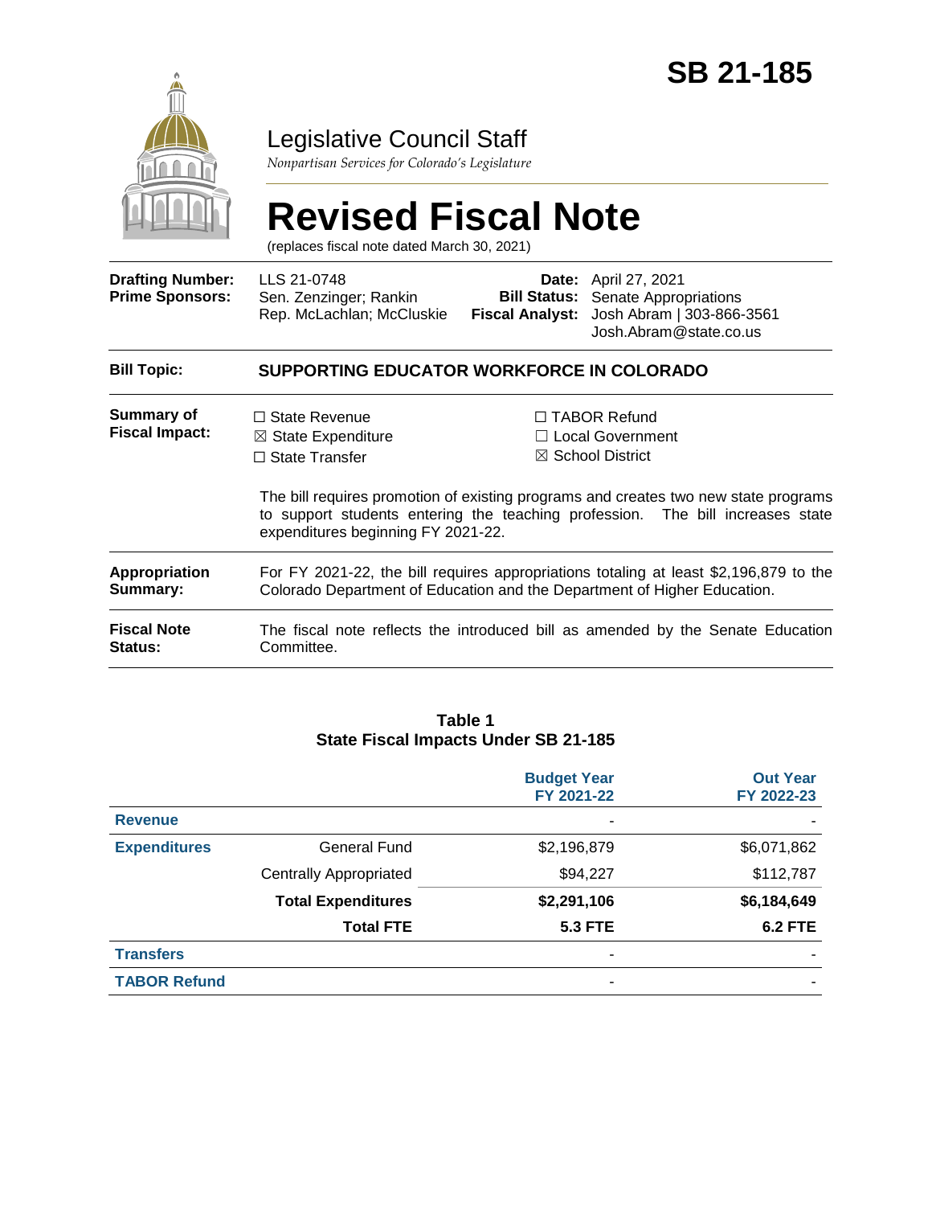# SB 21-185

## Legislative Council Staff

*Nonpartisan Services for Colorado's Legislature*

# Revised Fiscal Note

(replaces fiscal note dated March 30, 2021)

| | | | |
|---|---|---|---|
| **Drafting Number:** | LLS 21-0748 | **Date:** | April 27, 2021 |
| **Prime Sponsors:** | Sen. Zenzinger; Rankin<br>Rep. McLachlan; McCluskie | **Bill Status:** | Senate Appropriations |
| | | **Fiscal Analyst:** | Josh Abram \| 303-866-3561<br>Josh.Abram@state.co.us |

**Bill Topic:** **SUPPORTING EDUCATOR WORKFORCE IN COLORADO**

**Summary of Fiscal Impact:**

☐ State Revenue
☒ State Expenditure
☐ State Transfer
☐ TABOR Refund
☐ Local Government
☒ School District

The bill requires promotion of existing programs and creates two new state programs to support students entering the teaching profession. The bill increases state expenditures beginning FY 2021-22.

**Appropriation Summary:** For FY 2021-22, the bill requires appropriations totaling at least $2,196,879 to the Colorado Department of Education and the Department of Higher Education.

**Fiscal Note Status:** The fiscal note reflects the introduced bill as amended by the Senate Education Committee.

**Table 1**
**State Fiscal Impacts Under SB 21-185**

| | | Budget Year FY 2021-22 | Out Year FY 2022-23 |
|---|---|---|---|
| **Revenue** | | - | - |
| **Expenditures** | General Fund | $2,196,879 | $6,071,862 |
| | Centrally Appropriated | $94,227 | $112,787 |
| | **Total Expenditures** | **$2,291,106** | **$6,184,649** |
| | **Total FTE** | **5.3 FTE** | **6.2 FTE** |
| **Transfers** | | - | - |
| **TABOR Refund** | | - | - |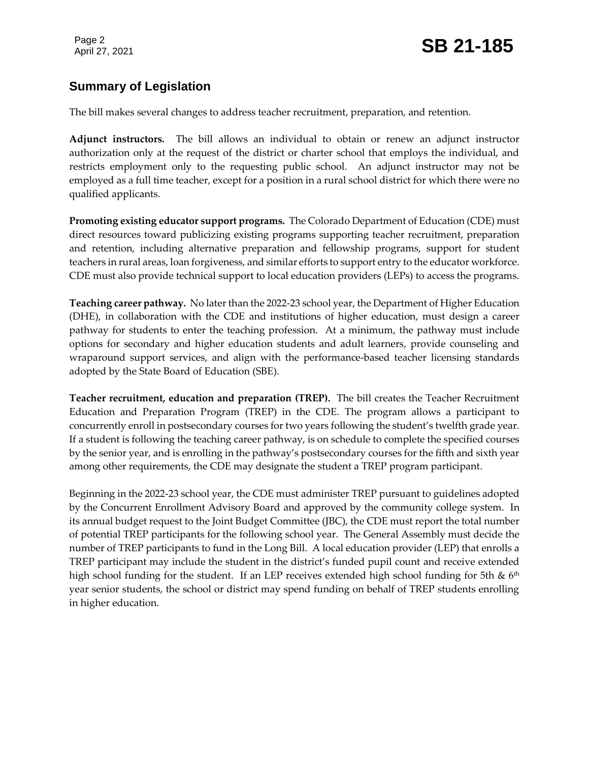## Summary of Legislation

The bill makes several changes to address teacher recruitment, preparation, and retention.

**Adjunct instructors.** The bill allows an individual to obtain or renew an adjunct instructor authorization only at the request of the district or charter school that employs the individual, and restricts employment only to the requesting public school. An adjunct instructor may not be employed as a full time teacher, except for a position in a rural school district for which there were no qualified applicants.

**Promoting existing educator support programs.** The Colorado Department of Education (CDE) must direct resources toward publicizing existing programs supporting teacher recruitment, preparation and retention, including alternative preparation and fellowship programs, support for student teachers in rural areas, loan forgiveness, and similar efforts to support entry to the educator workforce. CDE must also provide technical support to local education providers (LEPs) to access the programs.

**Teaching career pathway.** No later than the 2022-23 school year, the Department of Higher Education (DHE), in collaboration with the CDE and institutions of higher education, must design a career pathway for students to enter the teaching profession. At a minimum, the pathway must include options for secondary and higher education students and adult learners, provide counseling and wraparound support services, and align with the performance-based teacher licensing standards adopted by the State Board of Education (SBE).

**Teacher recruitment, education and preparation (TREP).** The bill creates the Teacher Recruitment Education and Preparation Program (TREP) in the CDE. The program allows a participant to concurrently enroll in postsecondary courses for two years following the student's twelfth grade year. If a student is following the teaching career pathway, is on schedule to complete the specified courses by the senior year, and is enrolling in the pathway's postsecondary courses for the fifth and sixth year among other requirements, the CDE may designate the student a TREP program participant.

Beginning in the 2022-23 school year, the CDE must administer TREP pursuant to guidelines adopted by the Concurrent Enrollment Advisory Board and approved by the community college system. In its annual budget request to the Joint Budget Committee (JBC), the CDE must report the total number of potential TREP participants for the following school year. The General Assembly must decide the number of TREP participants to fund in the Long Bill. A local education provider (LEP) that enrolls a TREP participant may include the student in the district's funded pupil count and receive extended high school funding for the student. If an LEP receives extended high school funding for 5th & 6th year senior students, the school or district may spend funding on behalf of TREP students enrolling in higher education.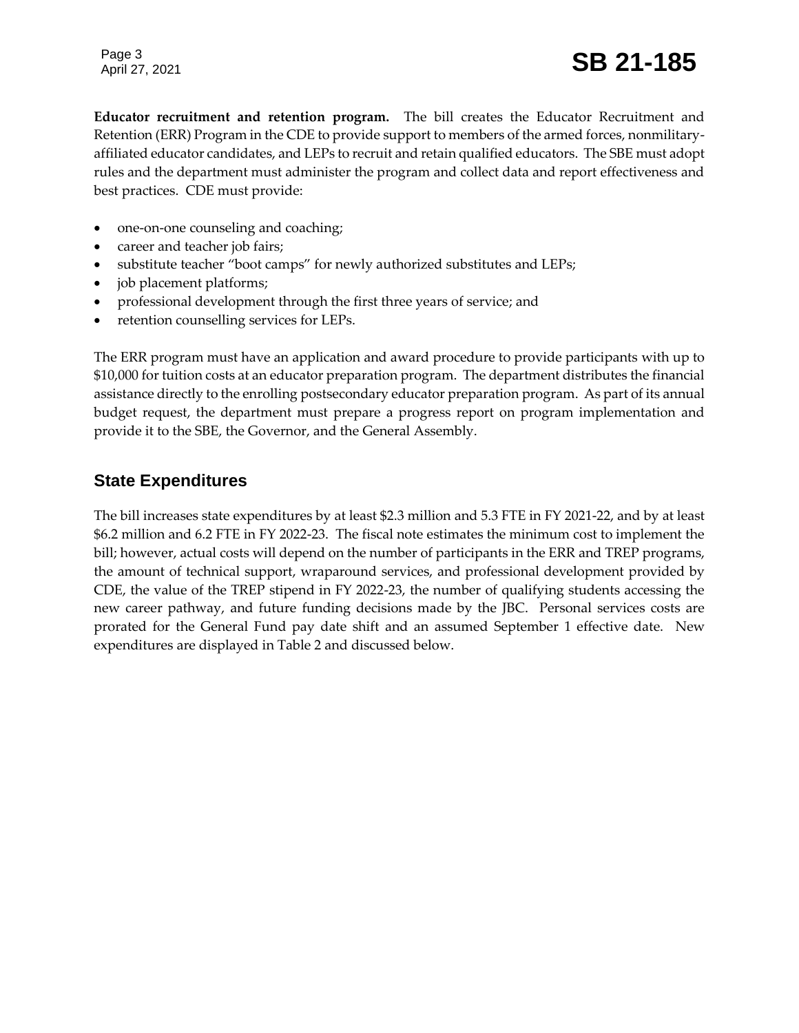**Educator recruitment and retention program.** The bill creates the Educator Recruitment and Retention (ERR) Program in the CDE to provide support to members of the armed forces, nonmilitary-affiliated educator candidates, and LEPs to recruit and retain qualified educators. The SBE must adopt rules and the department must administer the program and collect data and report effectiveness and best practices. CDE must provide:

- one-on-one counseling and coaching;
- career and teacher job fairs;
- substitute teacher "boot camps" for newly authorized substitutes and LEPs;
- job placement platforms;
- professional development through the first three years of service; and
- retention counselling services for LEPs.

The ERR program must have an application and award procedure to provide participants with up to $10,000 for tuition costs at an educator preparation program. The department distributes the financial assistance directly to the enrolling postsecondary educator preparation program. As part of its annual budget request, the department must prepare a progress report on program implementation and provide it to the SBE, the Governor, and the General Assembly.

## State Expenditures

The bill increases state expenditures by at least $2.3 million and 5.3 FTE in FY 2021-22, and by at least $6.2 million and 6.2 FTE in FY 2022-23. The fiscal note estimates the minimum cost to implement the bill; however, actual costs will depend on the number of participants in the ERR and TREP programs, the amount of technical support, wraparound services, and professional development provided by CDE, the value of the TREP stipend in FY 2022-23, the number of qualifying students accessing the new career pathway, and future funding decisions made by the JBC. Personal services costs are prorated for the General Fund pay date shift and an assumed September 1 effective date. New expenditures are displayed in Table 2 and discussed below.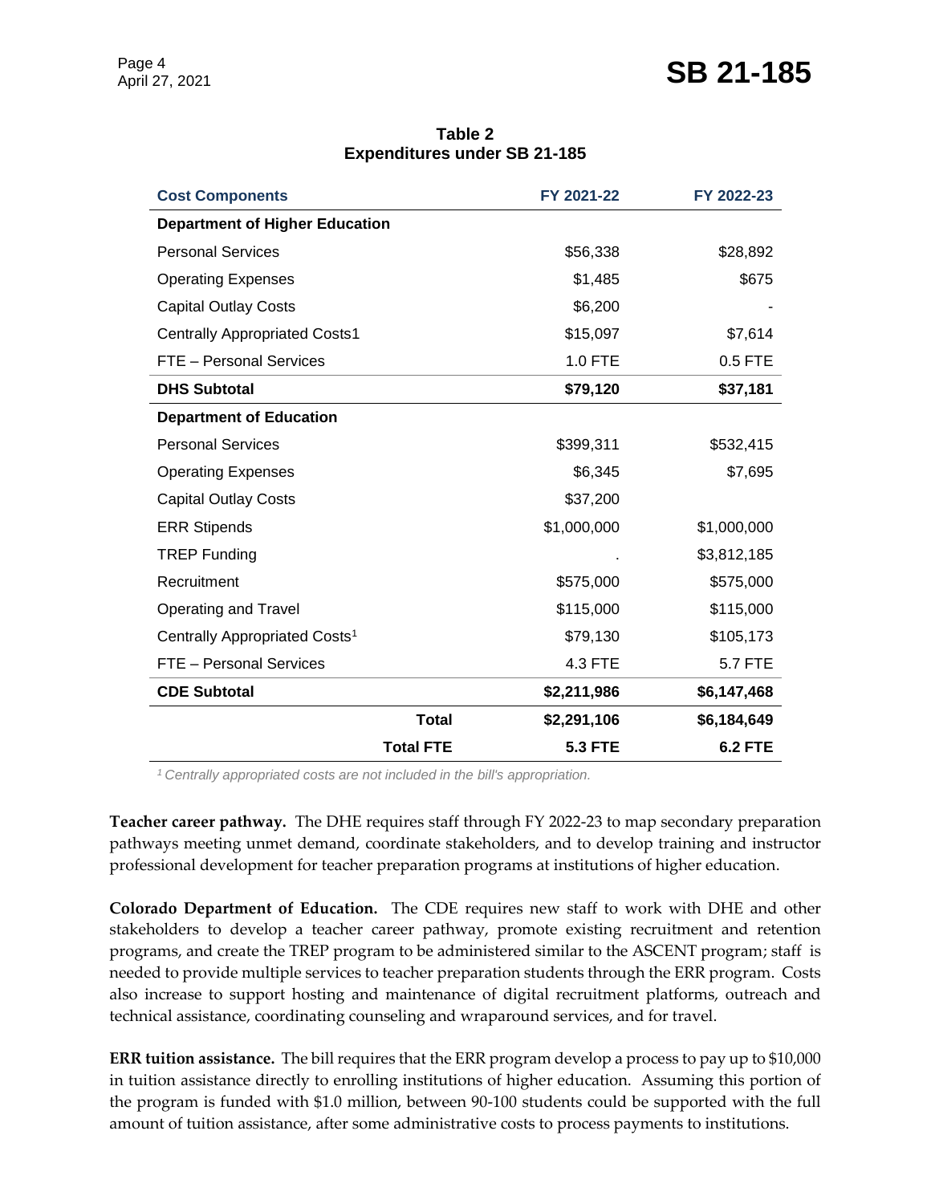**Table 2**
**Expenditures under SB 21-185**

| Cost Components | FY 2021-22 | FY 2022-23 |
|---|---|---|
| **Department of Higher Education** | | |
| Personal Services | $56,338 | $28,892 |
| Operating Expenses | $1,485 | $675 |
| Capital Outlay Costs | $6,200 | - |
| Centrally Appropriated Costs1 | $15,097 | $7,614 |
| FTE – Personal Services | 1.0 FTE | 0.5 FTE |
| **DHS Subtotal** | **$79,120** | **$37,181** |
| **Department of Education** | | |
| Personal Services | $399,311 | $532,415 |
| Operating Expenses | $6,345 | $7,695 |
| Capital Outlay Costs | $37,200 | |
| ERR Stipends | $1,000,000 | $1,000,000 |
| TREP Funding | . | $3,812,185 |
| Recruitment | $575,000 | $575,000 |
| Operating and Travel | $115,000 | $115,000 |
| Centrally Appropriated Costs[1] | $79,130 | $105,173 |
| FTE – Personal Services | 4.3 FTE | 5.7 FTE |
| **CDE Subtotal** | **$2,211,986** | **$6,147,468** |
| **Total** | **$2,291,106** | **$6,184,649** |
| **Total FTE** | **5.3 FTE** | **6.2 FTE** |

*[1] Centrally appropriated costs are not included in the bill's appropriation.*

**Teacher career pathway.** The DHE requires staff through FY 2022-23 to map secondary preparation pathways meeting unmet demand, coordinate stakeholders, and to develop training and instructor professional development for teacher preparation programs at institutions of higher education.

**Colorado Department of Education.** The CDE requires new staff to work with DHE and other stakeholders to develop a teacher career pathway, promote existing recruitment and retention programs, and create the TREP program to be administered similar to the ASCENT program; staff is needed to provide multiple services to teacher preparation students through the ERR program. Costs also increase to support hosting and maintenance of digital recruitment platforms, outreach and technical assistance, coordinating counseling and wraparound services, and for travel.

**ERR tuition assistance.** The bill requires that the ERR program develop a process to pay up to $10,000 in tuition assistance directly to enrolling institutions of higher education. Assuming this portion of the program is funded with $1.0 million, between 90-100 students could be supported with the full amount of tuition assistance, after some administrative costs to process payments to institutions.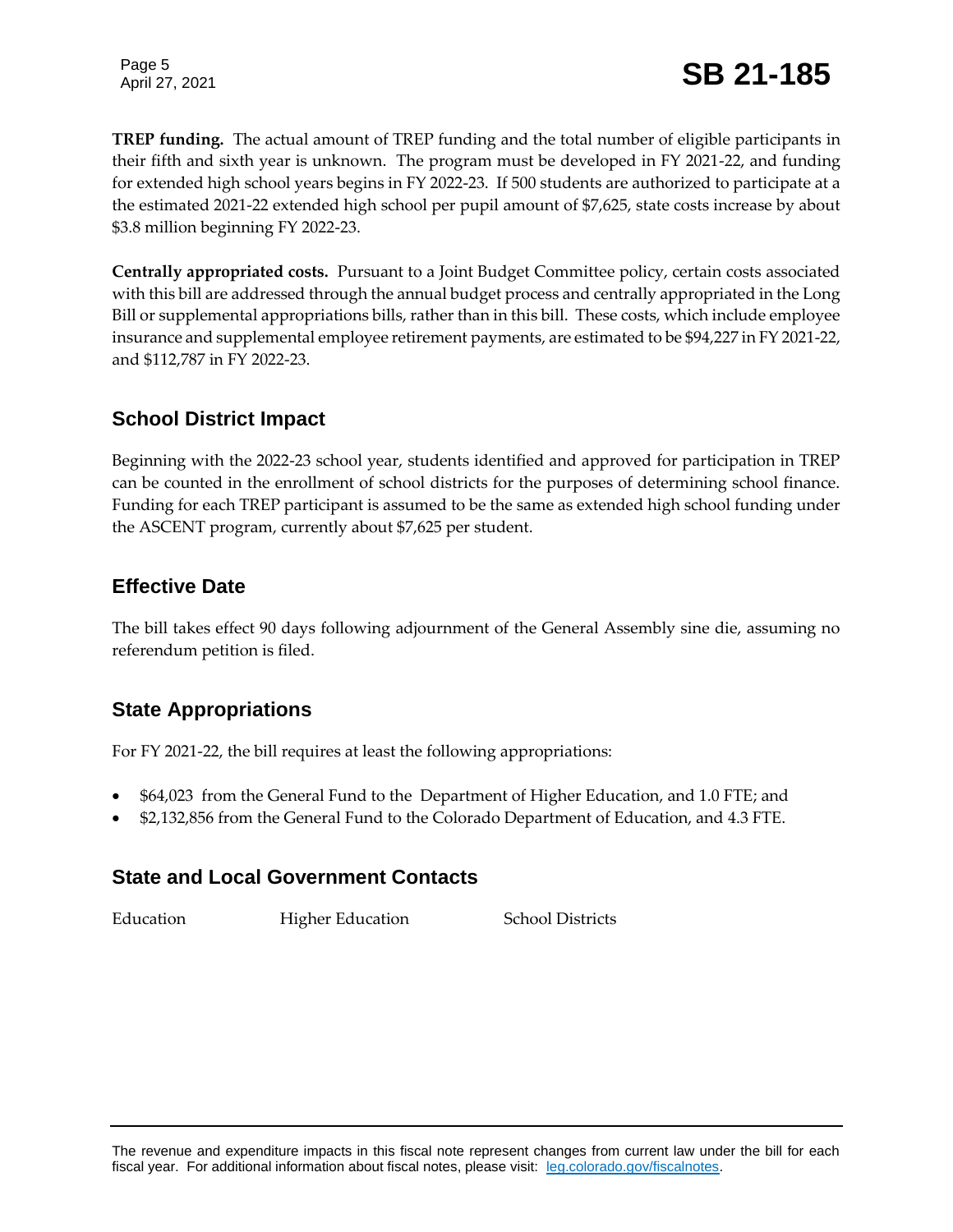**TREP funding.** The actual amount of TREP funding and the total number of eligible participants in their fifth and sixth year is unknown. The program must be developed in FY 2021-22, and funding for extended high school years begins in FY 2022-23. If 500 students are authorized to participate at a the estimated 2021-22 extended high school per pupil amount of $7,625, state costs increase by about $3.8 million beginning FY 2022-23.

**Centrally appropriated costs.** Pursuant to a Joint Budget Committee policy, certain costs associated with this bill are addressed through the annual budget process and centrally appropriated in the Long Bill or supplemental appropriations bills, rather than in this bill. These costs, which include employee insurance and supplemental employee retirement payments, are estimated to be $94,227 in FY 2021-22, and $112,787 in FY 2022-23.

## School District Impact

Beginning with the 2022-23 school year, students identified and approved for participation in TREP can be counted in the enrollment of school districts for the purposes of determining school finance. Funding for each TREP participant is assumed to be the same as extended high school funding under the ASCENT program, currently about $7,625 per student.

## Effective Date

The bill takes effect 90 days following adjournment of the General Assembly sine die, assuming no referendum petition is filed.

## State Appropriations

For FY 2021-22, the bill requires at least the following appropriations:

- $64,023 from the General Fund to the Department of Higher Education, and 1.0 FTE; and
- $2,132,856 from the General Fund to the Colorado Department of Education, and 4.3 FTE.

## State and Local Government Contacts

Education Higher Education School Districts

The revenue and expenditure impacts in this fiscal note represent changes from current law under the bill for each fiscal year. For additional information about fiscal notes, please visit: leg.colorado.gov/fiscalnotes.